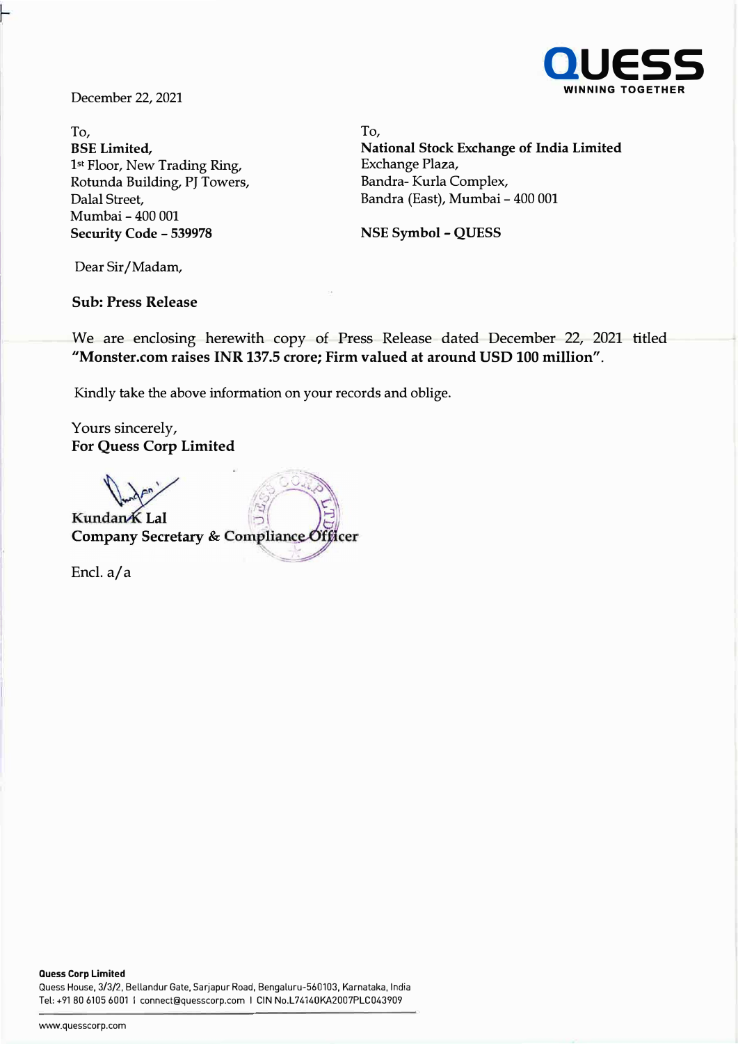December 22, 2021

To,
**BSE Limited,**
1st Floor, New Trading Ring,
Rotunda Building, PJ Towers,
Dalal Street,
Mumbai - 400 001
**Security Code - 539978**

To,
**National Stock Exchange of India Limited**
Exchange Plaza,
Bandra- Kurla Complex,
Bandra (East), Mumbai - 400 001

**NSE Symbol - QUESS**

Dear Sir/Madam,

**Sub: Press Release**

We are enclosing herewith copy of Press Release dated December 22, 2021 titled **"Monster.com raises INR 137.5 crore; Firm valued at around USD 100 million"**.

Kindly take the above information on your records and oblige.

Yours sincerely,
**For Quess Corp Limited**

**Kundan K Lal**
**Company Secretary & Compliance Officer**

Encl. a/a

**Quess Corp Limited**
Quess House, 3/3/2, Bellandur Gate, Sarjapur Road, Bengaluru-560103, Karnataka, India
Tel: +91 80 6105 6001 I connect@quesscorp.com I CIN No.L74140KA2007PLC043909

www.quesscorp.com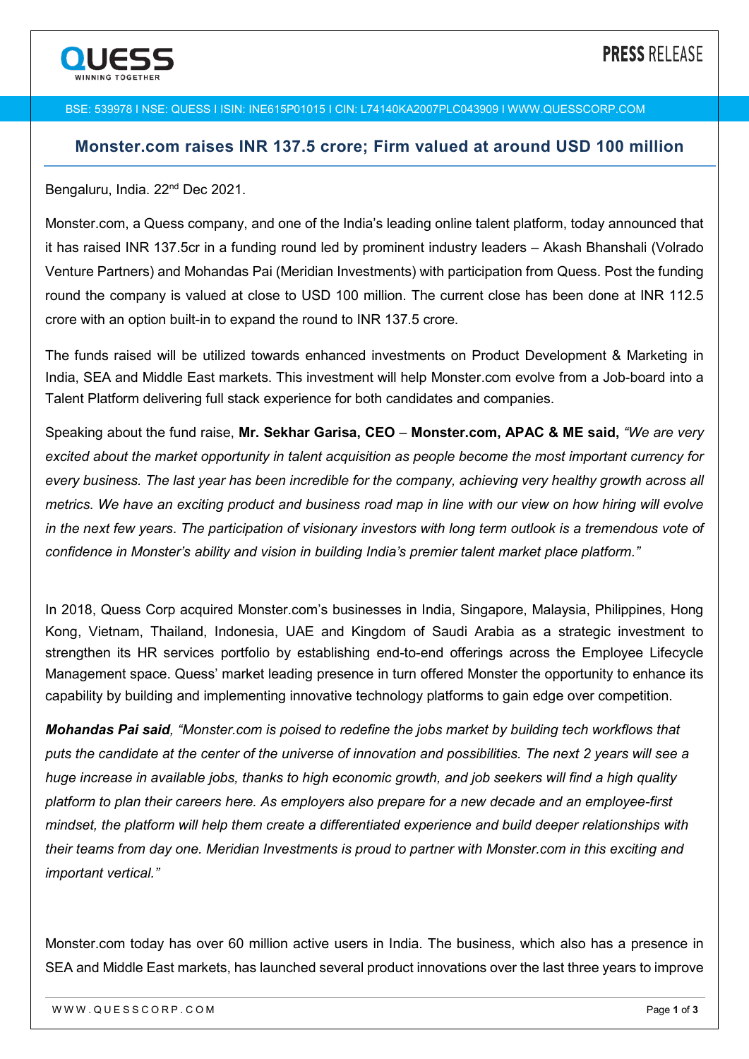# Monster.com raises INR 137.5 crore; Firm valued at around USD 100 million

Bengaluru, India. 22nd Dec 2021.

Monster.com, a Quess company, and one of the India's leading online talent platform, today announced that it has raised INR 137.5cr in a funding round led by prominent industry leaders – Akash Bhanshali (Volrado Venture Partners) and Mohandas Pai (Meridian Investments) with participation from Quess. Post the funding round the company is valued at close to USD 100 million. The current close has been done at INR 112.5 crore with an option built-in to expand the round to INR 137.5 crore.

The funds raised will be utilized towards enhanced investments on Product Development & Marketing in India, SEA and Middle East markets. This investment will help Monster.com evolve from a Job-board into a Talent Platform delivering full stack experience for both candidates and companies.

Speaking about the fund raise, **Mr. Sekhar Garisa, CEO** – **Monster.com, APAC & ME said,** *"We are very excited about the market opportunity in talent acquisition as people become the most important currency for every business. The last year has been incredible for the company, achieving very healthy growth across all metrics. We have an exciting product and business road map in line with our view on how hiring will evolve in the next few years. The participation of visionary investors with long term outlook is a tremendous vote of confidence in Monster's ability and vision in building India's premier talent market place platform."*

In 2018, Quess Corp acquired Monster.com's businesses in India, Singapore, Malaysia, Philippines, Hong Kong, Vietnam, Thailand, Indonesia, UAE and Kingdom of Saudi Arabia as a strategic investment to strengthen its HR services portfolio by establishing end-to-end offerings across the Employee Lifecycle Management space. Quess' market leading presence in turn offered Monster the opportunity to enhance its capability by building and implementing innovative technology platforms to gain edge over competition.

***Mohandas Pai said***, *"Monster.com is poised to redefine the jobs market by building tech workflows that puts the candidate at the center of the universe of innovation and possibilities. The next 2 years will see a huge increase in available jobs, thanks to high economic growth, and job seekers will find a high quality platform to plan their careers here. As employers also prepare for a new decade and an employee-first mindset, the platform will help them create a differentiated experience and build deeper relationships with their teams from day one. Meridian Investments is proud to partner with Monster.com in this exciting and important vertical."*

Monster.com today has over 60 million active users in India. The business, which also has a presence in SEA and Middle East markets, has launched several product innovations over the last three years to improve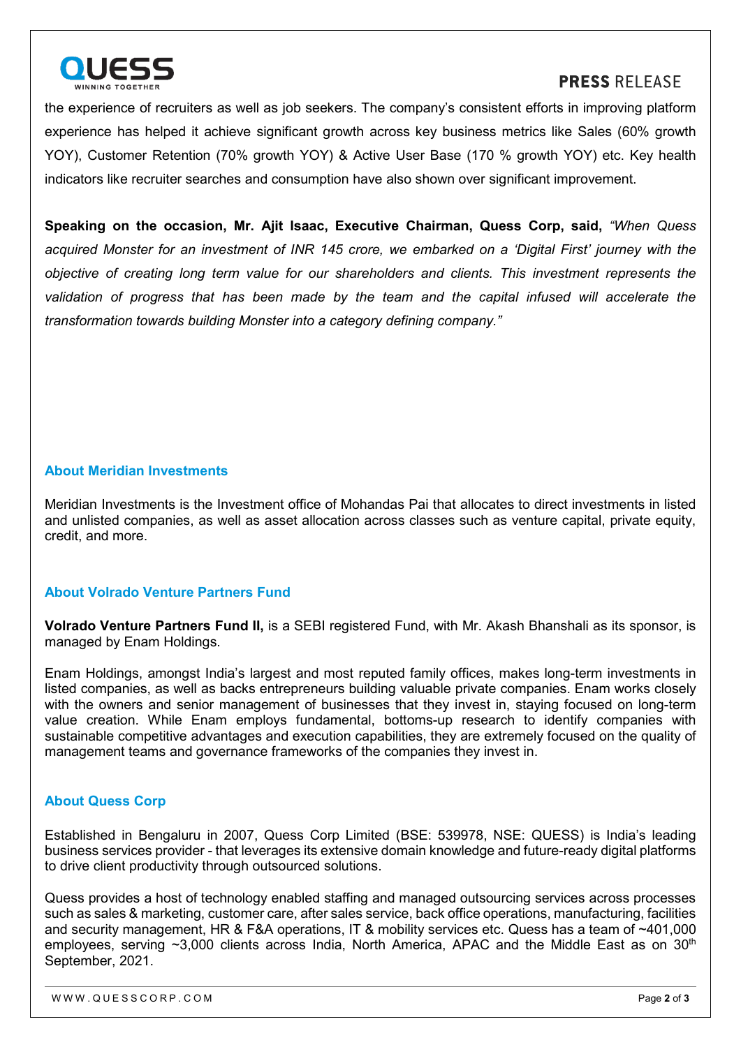the experience of recruiters as well as job seekers. The company's consistent efforts in improving platform experience has helped it achieve significant growth across key business metrics like Sales (60% growth YOY), Customer Retention (70% growth YOY) & Active User Base (170 % growth YOY) etc. Key health indicators like recruiter searches and consumption have also shown over significant improvement.

**Speaking on the occasion, Mr. Ajit Isaac, Executive Chairman, Quess Corp, said,** *"When Quess acquired Monster for an investment of INR 145 crore, we embarked on a 'Digital First' journey with the objective of creating long term value for our shareholders and clients. This investment represents the validation of progress that has been made by the team and the capital infused will accelerate the transformation towards building Monster into a category defining company."*

### About Meridian Investments

Meridian Investments is the Investment office of Mohandas Pai that allocates to direct investments in listed and unlisted companies, as well as asset allocation across classes such as venture capital, private equity, credit, and more.

### About Volrado Venture Partners Fund

**Volrado Venture Partners Fund II,** is a SEBI registered Fund, with Mr. Akash Bhanshali as its sponsor, is managed by Enam Holdings.

Enam Holdings, amongst India's largest and most reputed family offices, makes long-term investments in listed companies, as well as backs entrepreneurs building valuable private companies. Enam works closely with the owners and senior management of businesses that they invest in, staying focused on long-term value creation. While Enam employs fundamental, bottoms-up research to identify companies with sustainable competitive advantages and execution capabilities, they are extremely focused on the quality of management teams and governance frameworks of the companies they invest in.

### About Quess Corp

Established in Bengaluru in 2007, Quess Corp Limited (BSE: 539978, NSE: QUESS) is India's leading business services provider - that leverages its extensive domain knowledge and future-ready digital platforms to drive client productivity through outsourced solutions.

Quess provides a host of technology enabled staffing and managed outsourcing services across processes such as sales & marketing, customer care, after sales service, back office operations, manufacturing, facilities and security management, HR & F&A operations, IT & mobility services etc. Quess has a team of ~401,000 employees, serving ~3,000 clients across India, North America, APAC and the Middle East as on 30th September, 2021.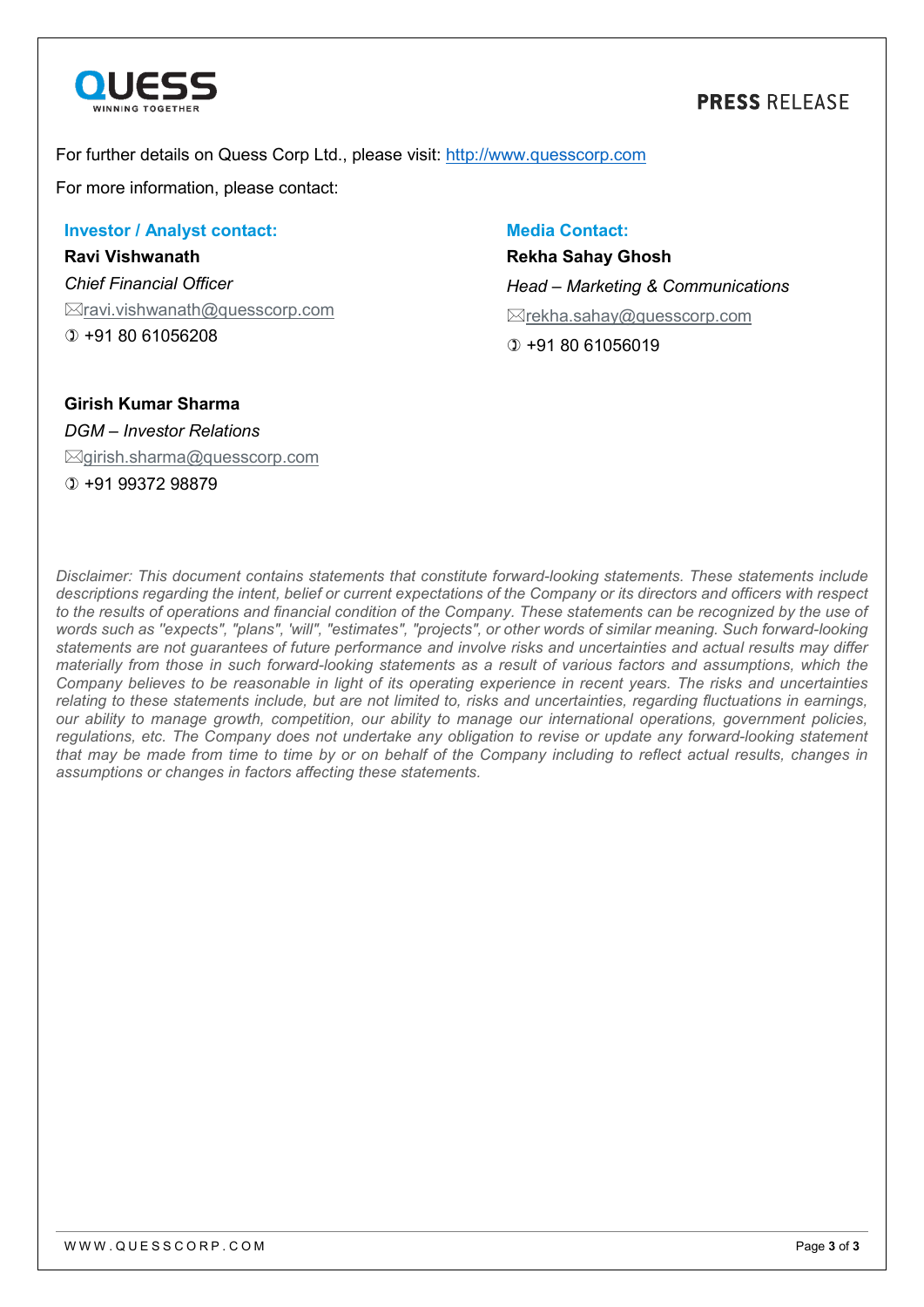For further details on Quess Corp Ltd., please visit: http://www.quesscorp.com

For more information, please contact:

**Investor / Analyst contact:**

**Ravi Vishwanath**

*Chief Financial Officer*

ravi.vishwanath@quesscorp.com

+91 80 61056208

**Girish Kumar Sharma**

*DGM – Investor Relations*

girish.sharma@quesscorp.com

+91 99372 98879

**Media Contact:**

**Rekha Sahay Ghosh**

*Head – Marketing & Communications*

rekha.sahay@quesscorp.com

+91 80 61056019

*Disclaimer: This document contains statements that constitute forward-looking statements. These statements include descriptions regarding the intent, belief or current expectations of the Company or its directors and officers with respect to the results of operations and financial condition of the Company. These statements can be recognized by the use of words such as "expects", "plans", 'will", "estimates", "projects", or other words of similar meaning. Such forward-looking statements are not guarantees of future performance and involve risks and uncertainties and actual results may differ materially from those in such forward-looking statements as a result of various factors and assumptions, which the Company believes to be reasonable in light of its operating experience in recent years. The risks and uncertainties relating to these statements include, but are not limited to, risks and uncertainties, regarding fluctuations in earnings, our ability to manage growth, competition, our ability to manage our international operations, government policies, regulations, etc. The Company does not undertake any obligation to revise or update any forward-looking statement that may be made from time to time by or on behalf of the Company including to reflect actual results, changes in assumptions or changes in factors affecting these statements.*